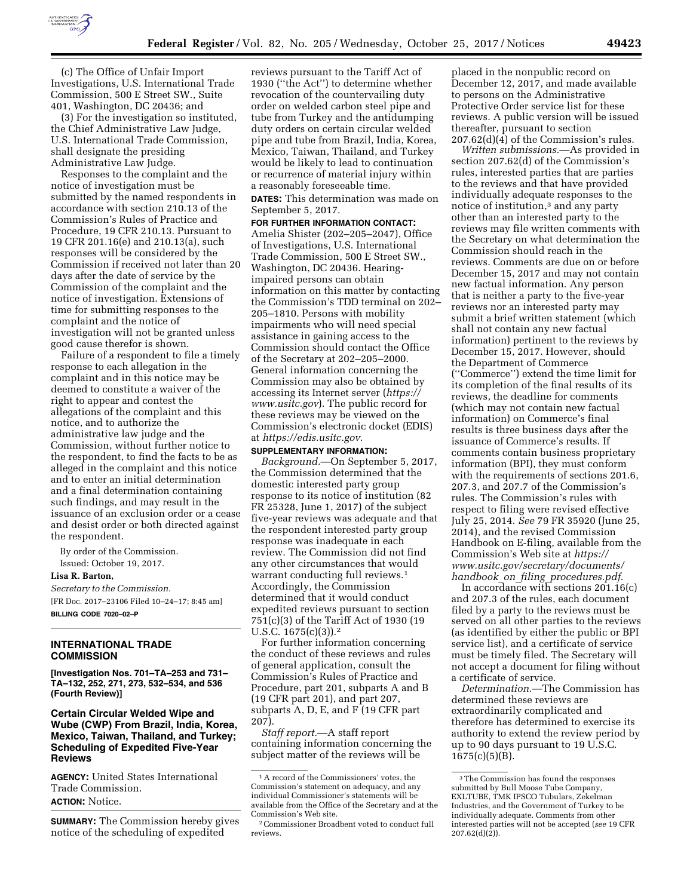(c) The Office of Unfair Import Investigations, U.S. International Trade Commission, 500 E Street SW., Suite 401, Washington, DC 20436; and

(3) For the investigation so instituted, the Chief Administrative Law Judge, U.S. International Trade Commission, shall designate the presiding Administrative Law Judge.

Responses to the complaint and the notice of investigation must be submitted by the named respondents in accordance with section 210.13 of the Commission's Rules of Practice and Procedure, 19 CFR 210.13. Pursuant to 19 CFR 201.16(e) and 210.13(a), such responses will be considered by the Commission if received not later than 20 days after the date of service by the Commission of the complaint and the notice of investigation. Extensions of time for submitting responses to the complaint and the notice of investigation will not be granted unless good cause therefor is shown.

Failure of a respondent to file a timely response to each allegation in the complaint and in this notice may be deemed to constitute a waiver of the right to appear and contest the allegations of the complaint and this notice, and to authorize the administrative law judge and the Commission, without further notice to the respondent, to find the facts to be as alleged in the complaint and this notice and to enter an initial determination and a final determination containing such findings, and may result in the issuance of an exclusion order or a cease and desist order or both directed against the respondent.

By order of the Commission.

Issued: October 19, 2017.

**Lisa R. Barton,**

*Secretary to the Commission.*

[FR Doc. 2017–23106 Filed 10–24–17; 8:45 am]

**BILLING CODE 7020–02–P**

## INTERNATIONAL TRADE COMMISSION

**[Investigation Nos. 701–TA–253 and 731–TA–132, 252, 271, 273, 532–534, and 536 (Fourth Review)]**

## Certain Circular Welded Wipe and Wube (CWP) From Brazil, India, Korea, Mexico, Taiwan, Thailand, and Turkey; Scheduling of Expedited Five-Year Reviews

**AGENCY:** United States International Trade Commission.

**ACTION:** Notice.

**SUMMARY:** The Commission hereby gives notice of the scheduling of expedited reviews pursuant to the Tariff Act of 1930 (''the Act'') to determine whether revocation of the countervailing duty order on welded carbon steel pipe and tube from Turkey and the antidumping duty orders on certain circular welded pipe and tube from Brazil, India, Korea, Mexico, Taiwan, Thailand, and Turkey would be likely to lead to continuation or recurrence of material injury within a reasonably foreseeable time.

**DATES:** This determination was made on September 5, 2017.

**FOR FURTHER INFORMATION CONTACT:** Amelia Shister (202–205–2047), Office of Investigations, U.S. International Trade Commission, 500 E Street SW., Washington, DC 20436. Hearing-impaired persons can obtain information on this matter by contacting the Commission's TDD terminal on 202–205–1810. Persons with mobility impairments who will need special assistance in gaining access to the Commission should contact the Office of the Secretary at 202–205–2000. General information concerning the Commission may also be obtained by accessing its Internet server (*https://www.usitc.gov*). The public record for these reviews may be viewed on the Commission's electronic docket (EDIS) at *https://edis.usitc.gov*.

**SUPPLEMENTARY INFORMATION:**

*Background.*—On September 5, 2017, the Commission determined that the domestic interested party group response to its notice of institution (82 FR 25328, June 1, 2017) of the subject five-year reviews was adequate and that the respondent interested party group response was inadequate in each review. The Commission did not find any other circumstances that would warrant conducting full reviews.[1] Accordingly, the Commission determined that it would conduct expedited reviews pursuant to section 751(c)(3) of the Tariff Act of 1930 (19 U.S.C. 1675(c)(3)).[2]

For further information concerning the conduct of these reviews and rules of general application, consult the Commission's Rules of Practice and Procedure, part 201, subparts A and B (19 CFR part 201), and part 207, subparts A, D, E, and F (19 CFR part 207).

*Staff report.*—A staff report containing information concerning the subject matter of the reviews will be placed in the nonpublic record on December 12, 2017, and made available to persons on the Administrative Protective Order service list for these reviews. A public version will be issued thereafter, pursuant to section 207.62(d)(4) of the Commission's rules.

*Written submissions.*—As provided in section 207.62(d) of the Commission's rules, interested parties that are parties to the reviews and that have provided individually adequate responses to the notice of institution,[3] and any party other than an interested party to the reviews may file written comments with the Secretary on what determination the Commission should reach in the reviews. Comments are due on or before December 15, 2017 and may not contain new factual information. Any person that is neither a party to the five-year reviews nor an interested party may submit a brief written statement (which shall not contain any new factual information) pertinent to the reviews by December 15, 2017. However, should the Department of Commerce (''Commerce'') extend the time limit for its completion of the final results of its reviews, the deadline for comments (which may not contain new factual information) on Commerce's final results is three business days after the issuance of Commerce's results. If comments contain business proprietary information (BPI), they must conform with the requirements of sections 201.6, 207.3, and 207.7 of the Commission's rules. The Commission's rules with respect to filing were revised effective July 25, 2014. *See* 79 FR 35920 (June 25, 2014), and the revised Commission Handbook on E-filing, available from the Commission's Web site at *https://www.usitc.gov/secretary/documents/handbook_on_filing_procedures.pdf*.

In accordance with sections 201.16(c) and 207.3 of the rules, each document filed by a party to the reviews must be served on all other parties to the reviews (as identified by either the public or BPI service list), and a certificate of service must be timely filed. The Secretary will not accept a document for filing without a certificate of service.

*Determination.*—The Commission has determined these reviews are extraordinarily complicated and therefore has determined to exercise its authority to extend the review period by up to 90 days pursuant to 19 U.S.C. 1675(c)(5)(B).

---

[1] A record of the Commissioners' votes, the Commission's statement on adequacy, and any individual Commissioner's statements will be available from the Office of the Secretary and at the Commission's Web site.

[2] Commissioner Broadbent voted to conduct full reviews.

[3] The Commission has found the responses submitted by Bull Moose Tube Company, EXLTUBE, TMK IPSCO Tubulars, Zekelman Industries, and the Government of Turkey to be individually adequate. Comments from other interested parties will not be accepted (*see* 19 CFR 207.62(d)(2)).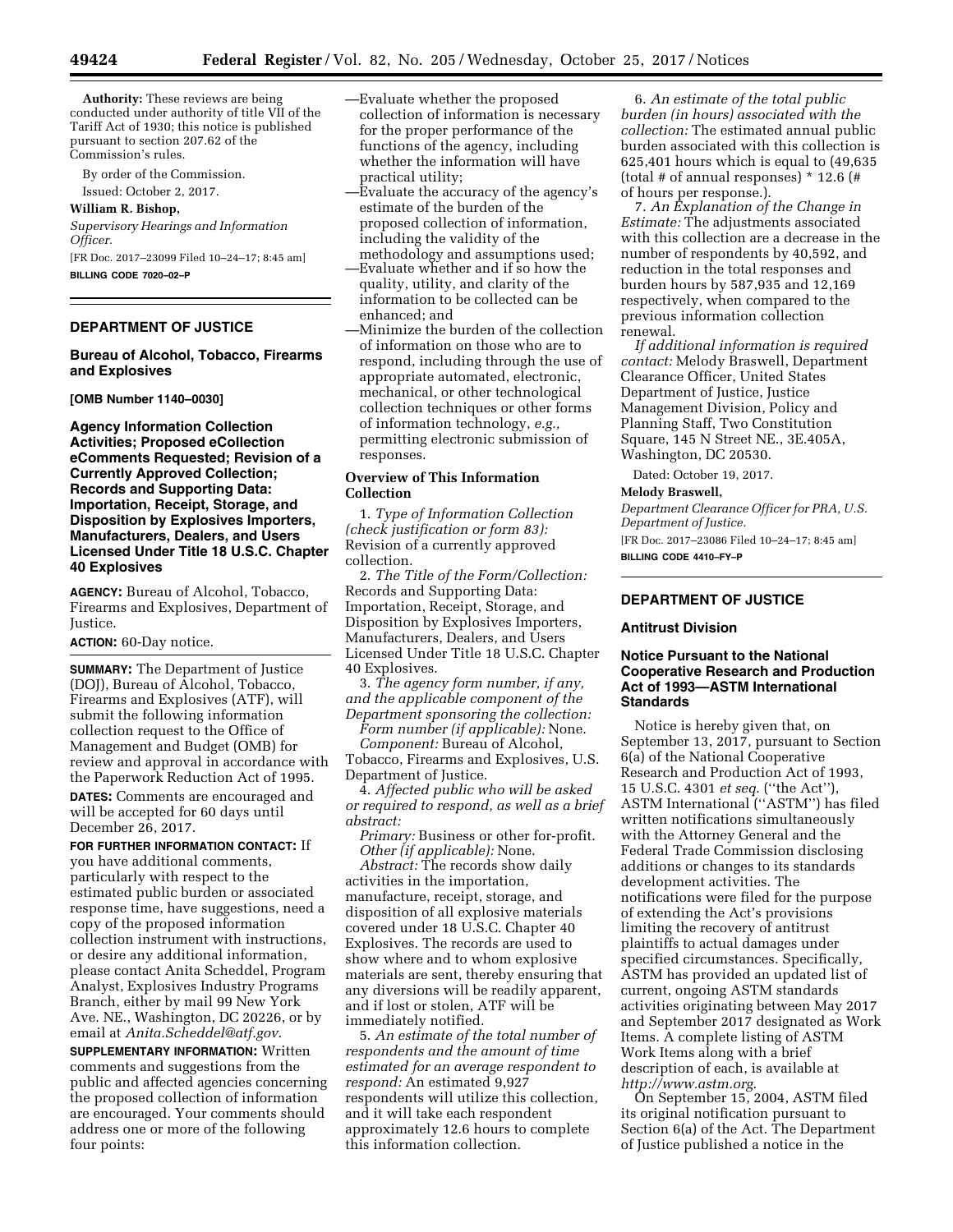**Authority:** These reviews are being conducted under authority of title VII of the Tariff Act of 1930; this notice is published pursuant to section 207.62 of the Commission's rules.

By order of the Commission.

Issued: October 2, 2017.

**William R. Bishop,**

*Supervisory Hearings and Information Officer.*

[FR Doc. 2017–23099 Filed 10–24–17; 8:45 am]

**BILLING CODE 7020–02–P**

## DEPARTMENT OF JUSTICE

### Bureau of Alcohol, Tobacco, Firearms and Explosives

**[OMB Number 1140–0030]**

### Agency Information Collection Activities; Proposed eCollection eComments Requested; Revision of a Currently Approved Collection; Records and Supporting Data: Importation, Receipt, Storage, and Disposition by Explosives Importers, Manufacturers, Dealers, and Users Licensed Under Title 18 U.S.C. Chapter 40 Explosives

**AGENCY:** Bureau of Alcohol, Tobacco, Firearms and Explosives, Department of Justice.

**ACTION:** 60-Day notice.

**SUMMARY:** The Department of Justice (DOJ), Bureau of Alcohol, Tobacco, Firearms and Explosives (ATF), will submit the following information collection request to the Office of Management and Budget (OMB) for review and approval in accordance with the Paperwork Reduction Act of 1995.

**DATES:** Comments are encouraged and will be accepted for 60 days until December 26, 2017.

**FOR FURTHER INFORMATION CONTACT:** If you have additional comments, particularly with respect to the estimated public burden or associated response time, have suggestions, need a copy of the proposed information collection instrument with instructions, or desire any additional information, please contact Anita Scheddel, Program Analyst, Explosives Industry Programs Branch, either by mail 99 New York Ave. NE., Washington, DC 20226, or by email at *Anita.Scheddel@atf.gov*.

**SUPPLEMENTARY INFORMATION:** Written comments and suggestions from the public and affected agencies concerning the proposed collection of information are encouraged. Your comments should address one or more of the following four points:

—Evaluate whether the proposed collection of information is necessary for the proper performance of the functions of the agency, including whether the information will have practical utility;

—Evaluate the accuracy of the agency's estimate of the burden of the proposed collection of information, including the validity of the methodology and assumptions used;

—Evaluate whether and if so how the quality, utility, and clarity of the information to be collected can be enhanced; and

—Minimize the burden of the collection of information on those who are to respond, including through the use of appropriate automated, electronic, mechanical, or other technological collection techniques or other forms of information technology, *e.g.,* permitting electronic submission of responses.

### Overview of This Information Collection

1. *Type of Information Collection (check justification or form 83):* Revision of a currently approved collection.

2. *The Title of the Form/Collection:* Records and Supporting Data: Importation, Receipt, Storage, and Disposition by Explosives Importers, Manufacturers, Dealers, and Users Licensed Under Title 18 U.S.C. Chapter 40 Explosives.

3. *The agency form number, if any, and the applicable component of the Department sponsoring the collection:*

*Form number (if applicable):* None.

*Component:* Bureau of Alcohol, Tobacco, Firearms and Explosives, U.S. Department of Justice.

4. *Affected public who will be asked or required to respond, as well as a brief abstract:*

*Primary:* Business or other for-profit.

*Other (if applicable):* None.

*Abstract:* The records show daily activities in the importation, manufacture, receipt, storage, and disposition of all explosive materials covered under 18 U.S.C. Chapter 40 Explosives. The records are used to show where and to whom explosive materials are sent, thereby ensuring that any diversions will be readily apparent, and if lost or stolen, ATF will be immediately notified.

5. *An estimate of the total number of respondents and the amount of time estimated for an average respondent to respond:* An estimated 9,927 respondents will utilize this collection, and it will take each respondent approximately 12.6 hours to complete this information collection.

6. *An estimate of the total public burden (in hours) associated with the collection:* The estimated annual public burden associated with this collection is 625,401 hours which is equal to (49,635 (total # of annual responses) * 12.6 (# of hours per response.).

7. *An Explanation of the Change in Estimate:* The adjustments associated with this collection are a decrease in the number of respondents by 40,592, and reduction in the total responses and burden hours by 587,935 and 12,169 respectively, when compared to the previous information collection renewal.

*If additional information is required contact:* Melody Braswell, Department Clearance Officer, United States Department of Justice, Justice Management Division, Policy and Planning Staff, Two Constitution Square, 145 N Street NE., 3E.405A, Washington, DC 20530.

Dated: October 19, 2017.

**Melody Braswell,**

*Department Clearance Officer for PRA, U.S. Department of Justice.*

[FR Doc. 2017–23086 Filed 10–24–17; 8:45 am]

**BILLING CODE 4410–FY–P**

## DEPARTMENT OF JUSTICE

### Antitrust Division

### Notice Pursuant to the National Cooperative Research and Production Act of 1993—ASTM International Standards

Notice is hereby given that, on September 13, 2017, pursuant to Section 6(a) of the National Cooperative Research and Production Act of 1993, 15 U.S.C. 4301 *et seq.* (''the Act''), ASTM International (''ASTM'') has filed written notifications simultaneously with the Attorney General and the Federal Trade Commission disclosing additions or changes to its standards development activities. The notifications were filed for the purpose of extending the Act's provisions limiting the recovery of antitrust plaintiffs to actual damages under specified circumstances. Specifically, ASTM has provided an updated list of current, ongoing ASTM standards activities originating between May 2017 and September 2017 designated as Work Items. A complete listing of ASTM Work Items along with a brief description of each, is available at *http://www.astm.org*.

On September 15, 2004, ASTM filed its original notification pursuant to Section 6(a) of the Act. The Department of Justice published a notice in the